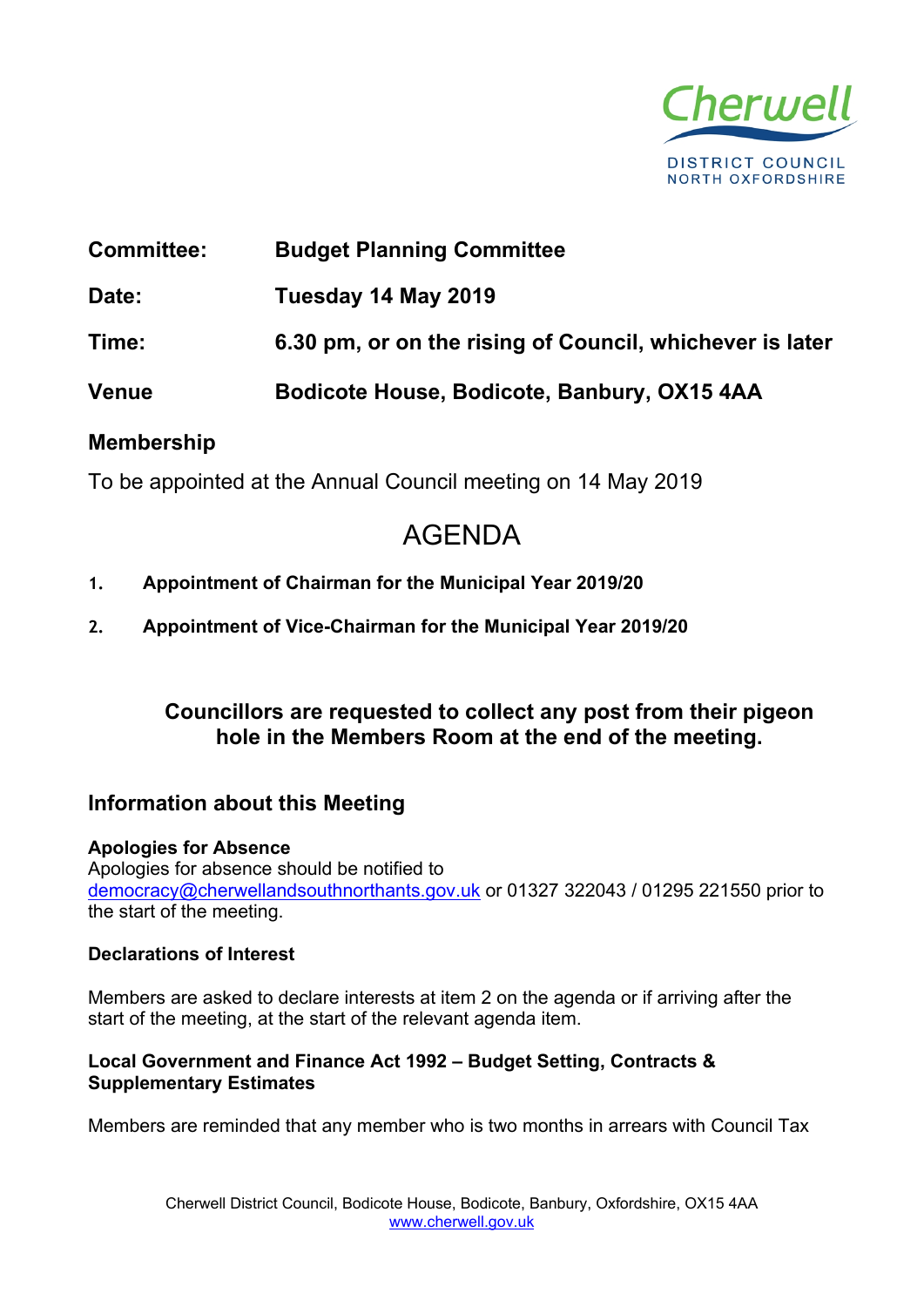Cherwell
DISTRICT COUNCIL
NORTH OXFORDSHIRE

**Committee:** **Budget Planning Committee**

**Date:** **Tuesday 14 May 2019**

**Time:** **6.30 pm, or on the rising of Council, whichever is later**

**Venue** **Bodicote House, Bodicote, Banbury, OX15 4AA**

## Membership

To be appointed at the Annual Council meeting on 14 May 2019

# AGENDA

1. **Appointment of Chairman for the Municipal Year 2019/20**

2. **Appointment of Vice-Chairman for the Municipal Year 2019/20**

**Councillors are requested to collect any post from their pigeon hole in the Members Room at the end of the meeting.**

## Information about this Meeting

**Apologies for Absence**
Apologies for absence should be notified to democracy@cherwellandsouthnorthants.gov.uk or 01327 322043 / 01295 221550 prior to the start of the meeting.

**Declarations of Interest**

Members are asked to declare interests at item 2 on the agenda or if arriving after the start of the meeting, at the start of the relevant agenda item.

**Local Government and Finance Act 1992 – Budget Setting, Contracts & Supplementary Estimates**

Members are reminded that any member who is two months in arrears with Council Tax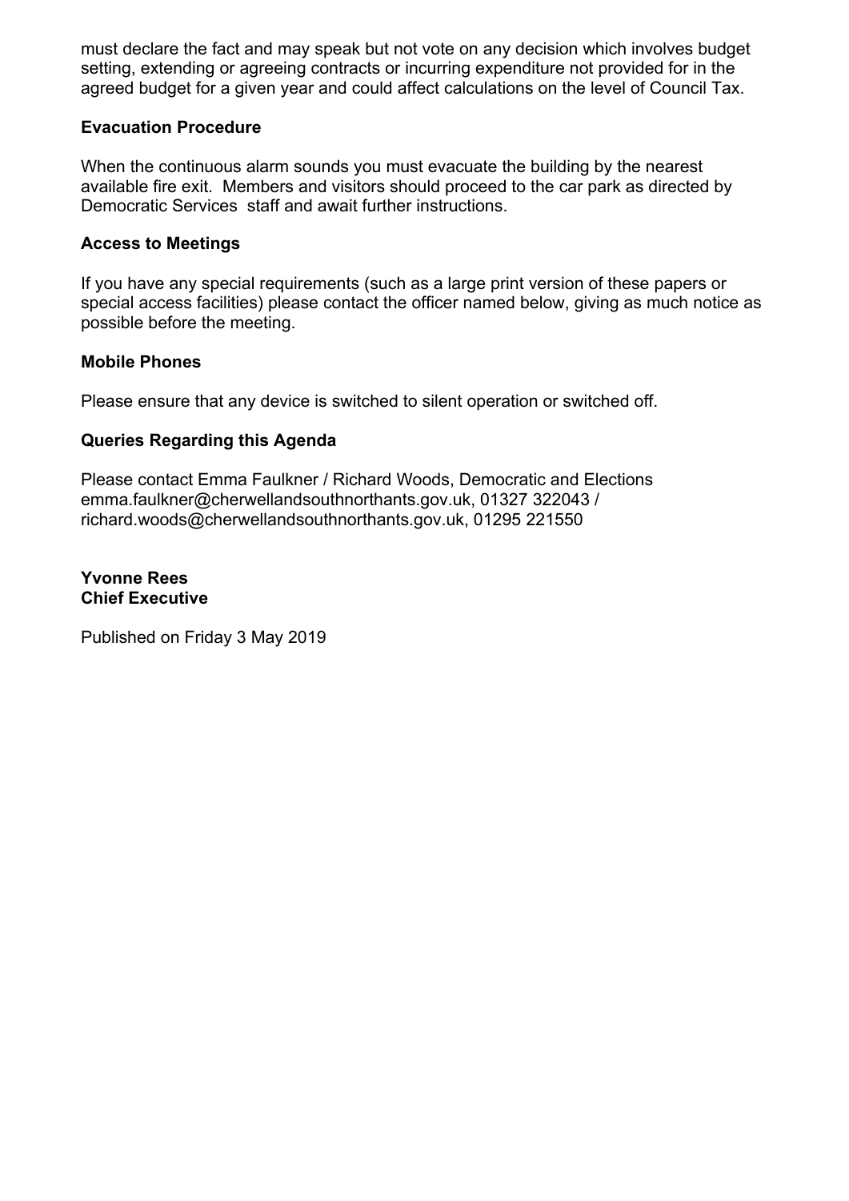must declare the fact and may speak but not vote on any decision which involves budget setting, extending or agreeing contracts or incurring expenditure not provided for in the agreed budget for a given year and could affect calculations on the level of Council Tax.

**Evacuation Procedure**

When the continuous alarm sounds you must evacuate the building by the nearest available fire exit. Members and visitors should proceed to the car park as directed by Democratic Services staff and await further instructions.

**Access to Meetings**

If you have any special requirements (such as a large print version of these papers or special access facilities) please contact the officer named below, giving as much notice as possible before the meeting.

**Mobile Phones**

Please ensure that any device is switched to silent operation or switched off.

**Queries Regarding this Agenda**

Please contact Emma Faulkner / Richard Woods, Democratic and Elections
emma.faulkner@cherwellandsouthnorthants.gov.uk, 01327 322043 /
richard.woods@cherwellandsouthnorthants.gov.uk, 01295 221550

**Yvonne Rees**
**Chief Executive**

Published on Friday 3 May 2019